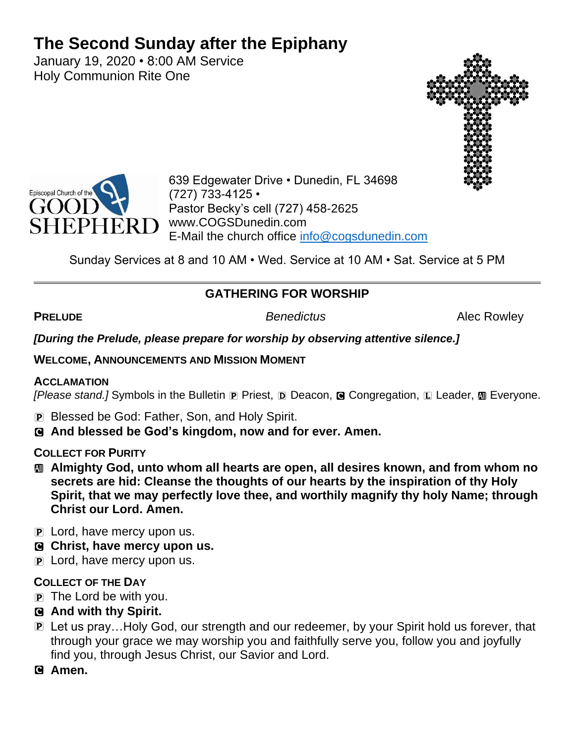# The Second Sunday after the Epiphany

January 19, 2020 • 8:00 AM Service
Holy Communion Rite One

Episcopal Church of the GOOD SHEPHERD

639 Edgewater Drive • Dunedin, FL 34698
(727) 733-4125 •
Pastor Becky's cell (727) 458-2625
www.COGSDunedin.com
E-Mail the church office info@cogsdunedin.com

Sunday Services at 8 and 10 AM • Wed. Service at 10 AM • Sat. Service at 5 PM

---

## GATHERING FOR WORSHIP

**PRELUDE** *Benedictus* Alec Rowley

***[During the Prelude, please prepare for worship by observing attentive silence.]***

**WELCOME, ANNOUNCEMENTS AND MISSION MOMENT**

**ACCLAMATION**

*[Please stand.]* Symbols in the Bulletin P Priest, D Deacon, C Congregation, L Leader, All Everyone.

P Blessed be God: Father, Son, and Holy Spirit.

C **And blessed be God's kingdom, now and for ever. Amen.**

**COLLECT FOR PURITY**

All **Almighty God, unto whom all hearts are open, all desires known, and from whom no secrets are hid: Cleanse the thoughts of our hearts by the inspiration of thy Holy Spirit, that we may perfectly love thee, and worthily magnify thy holy Name; through Christ our Lord. Amen.**

P Lord, have mercy upon us.

C **Christ, have mercy upon us.**

P Lord, have mercy upon us.

**COLLECT OF THE DAY**

P The Lord be with you.

C **And with thy Spirit.**

P Let us pray…Holy God, our strength and our redeemer, by your Spirit hold us forever, that through your grace we may worship you and faithfully serve you, follow you and joyfully find you, through Jesus Christ, our Savior and Lord.

C **Amen.**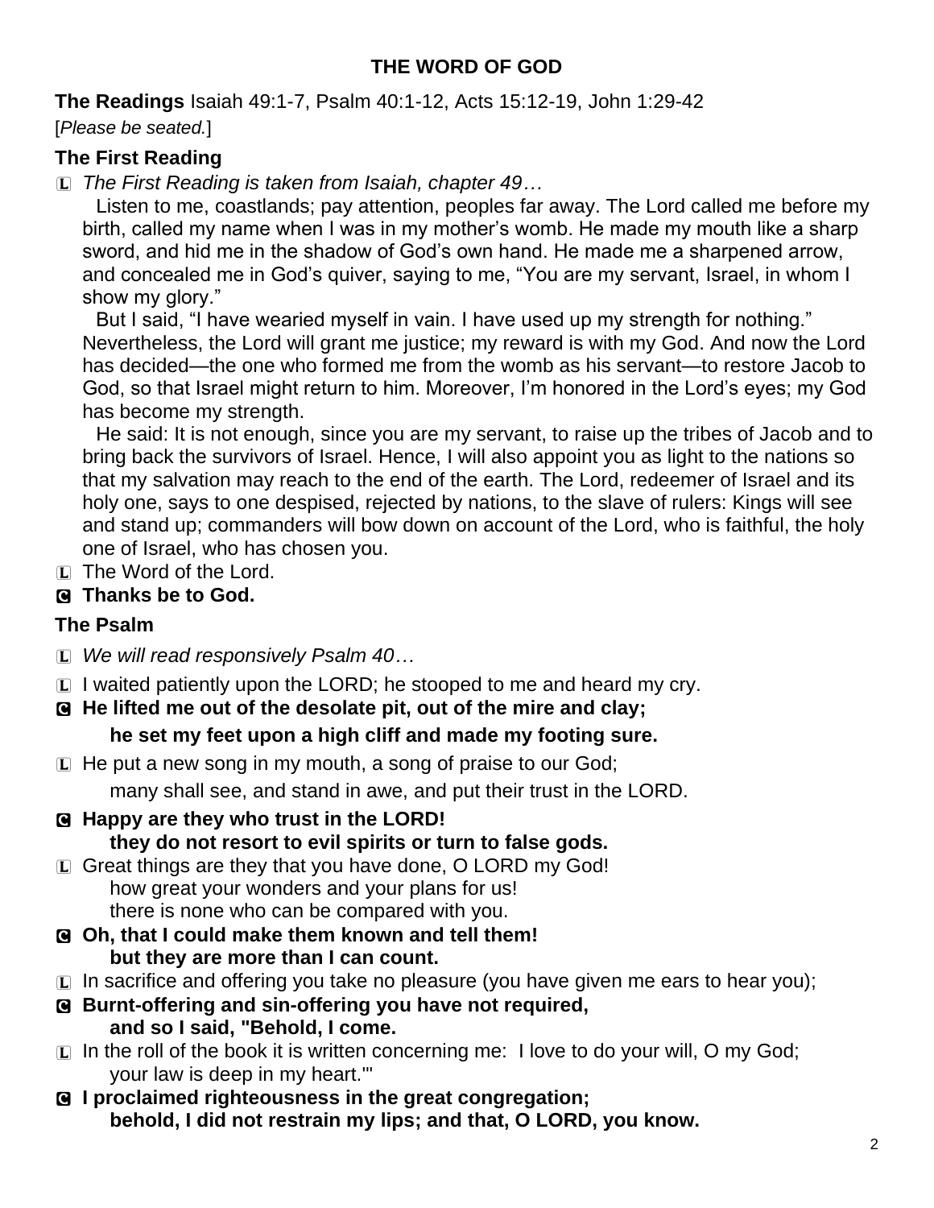## THE WORD OF GOD

**The Readings** Isaiah 49:1-7, Psalm 40:1-12, Acts 15:12-19, John 1:29-42

[*Please be seated.*]

### The First Reading

L *The First Reading is taken from Isaiah, chapter 49…*

Listen to me, coastlands; pay attention, peoples far away. The Lord called me before my birth, called my name when I was in my mother's womb. He made my mouth like a sharp sword, and hid me in the shadow of God's own hand. He made me a sharpened arrow, and concealed me in God's quiver, saying to me, "You are my servant, Israel, in whom I show my glory."

But I said, "I have wearied myself in vain. I have used up my strength for nothing." Nevertheless, the Lord will grant me justice; my reward is with my God. And now the Lord has decided—the one who formed me from the womb as his servant—to restore Jacob to God, so that Israel might return to him. Moreover, I'm honored in the Lord's eyes; my God has become my strength.

He said: It is not enough, since you are my servant, to raise up the tribes of Jacob and to bring back the survivors of Israel. Hence, I will also appoint you as light to the nations so that my salvation may reach to the end of the earth. The Lord, redeemer of Israel and its holy one, says to one despised, rejected by nations, to the slave of rulers: Kings will see and stand up; commanders will bow down on account of the Lord, who is faithful, the holy one of Israel, who has chosen you.

L The Word of the Lord.

**C Thanks be to God.**

### The Psalm

L *We will read responsively Psalm 40…*

L I waited patiently upon the LORD; he stooped to me and heard my cry.

**C He lifted me out of the desolate pit, out of the mire and clay;**
**he set my feet upon a high cliff and made my footing sure.**

L He put a new song in my mouth, a song of praise to our God;
many shall see, and stand in awe, and put their trust in the LORD.

**C Happy are they who trust in the LORD!**
**they do not resort to evil spirits or turn to false gods.**

L Great things are they that you have done, O LORD my God!
how great your wonders and your plans for us!
there is none who can be compared with you.

**C Oh, that I could make them known and tell them!**
**but they are more than I can count.**

L In sacrifice and offering you take no pleasure (you have given me ears to hear you);

**C Burnt-offering and sin-offering you have not required,**
**and so I said, "Behold, I come.**

L In the roll of the book it is written concerning me: I love to do your will, O my God;
your law is deep in my heart."'

**C I proclaimed righteousness in the great congregation;**
**behold, I did not restrain my lips; and that, O LORD, you know.**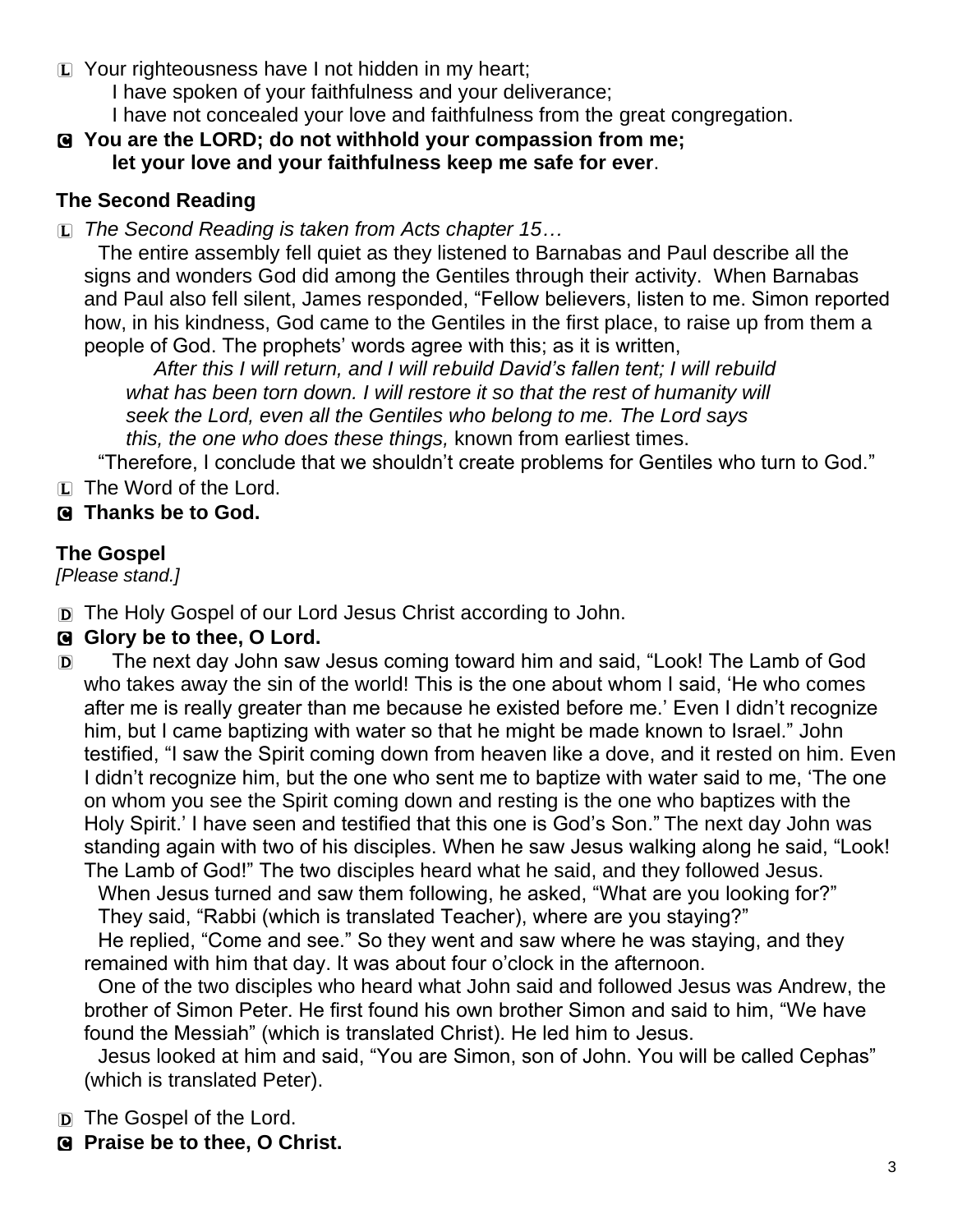L Your righteousness have I not hidden in my heart;
  I have spoken of your faithfulness and your deliverance;
  I have not concealed your love and faithfulness from the great congregation.

C **You are the LORD; do not withhold your compassion from me;**
  **let your love and your faithfulness keep me safe for ever**.

## The Second Reading

L *The Second Reading is taken from Acts chapter 15…*

The entire assembly fell quiet as they listened to Barnabas and Paul describe all the signs and wonders God did among the Gentiles through their activity. When Barnabas and Paul also fell silent, James responded, "Fellow believers, listen to me. Simon reported how, in his kindness, God came to the Gentiles in the first place, to raise up from them a people of God. The prophets' words agree with this; as it is written,

*After this I will return, and I will rebuild David's fallen tent; I will rebuild what has been torn down. I will restore it so that the rest of humanity will seek the Lord, even all the Gentiles who belong to me. The Lord says this, the one who does these things,* known from earliest times.

"Therefore, I conclude that we shouldn't create problems for Gentiles who turn to God."

L The Word of the Lord.

C **Thanks be to God.**

## The Gospel

*[Please stand.]*

D The Holy Gospel of our Lord Jesus Christ according to John.

C **Glory be to thee, O Lord.**

D The next day John saw Jesus coming toward him and said, "Look! The Lamb of God who takes away the sin of the world! This is the one about whom I said, 'He who comes after me is really greater than me because he existed before me.' Even I didn't recognize him, but I came baptizing with water so that he might be made known to Israel." John testified, "I saw the Spirit coming down from heaven like a dove, and it rested on him. Even I didn't recognize him, but the one who sent me to baptize with water said to me, 'The one on whom you see the Spirit coming down and resting is the one who baptizes with the Holy Spirit.' I have seen and testified that this one is God's Son." The next day John was standing again with two of his disciples. When he saw Jesus walking along he said, "Look! The Lamb of God!" The two disciples heard what he said, and they followed Jesus.

When Jesus turned and saw them following, he asked, "What are you looking for?"

They said, "Rabbi (which is translated Teacher), where are you staying?"

He replied, "Come and see." So they went and saw where he was staying, and they remained with him that day. It was about four o'clock in the afternoon.

One of the two disciples who heard what John said and followed Jesus was Andrew, the brother of Simon Peter. He first found his own brother Simon and said to him, "We have found the Messiah" (which is translated Christ). He led him to Jesus.

Jesus looked at him and said, "You are Simon, son of John. You will be called Cephas" (which is translated Peter).

D The Gospel of the Lord.

C **Praise be to thee, O Christ.**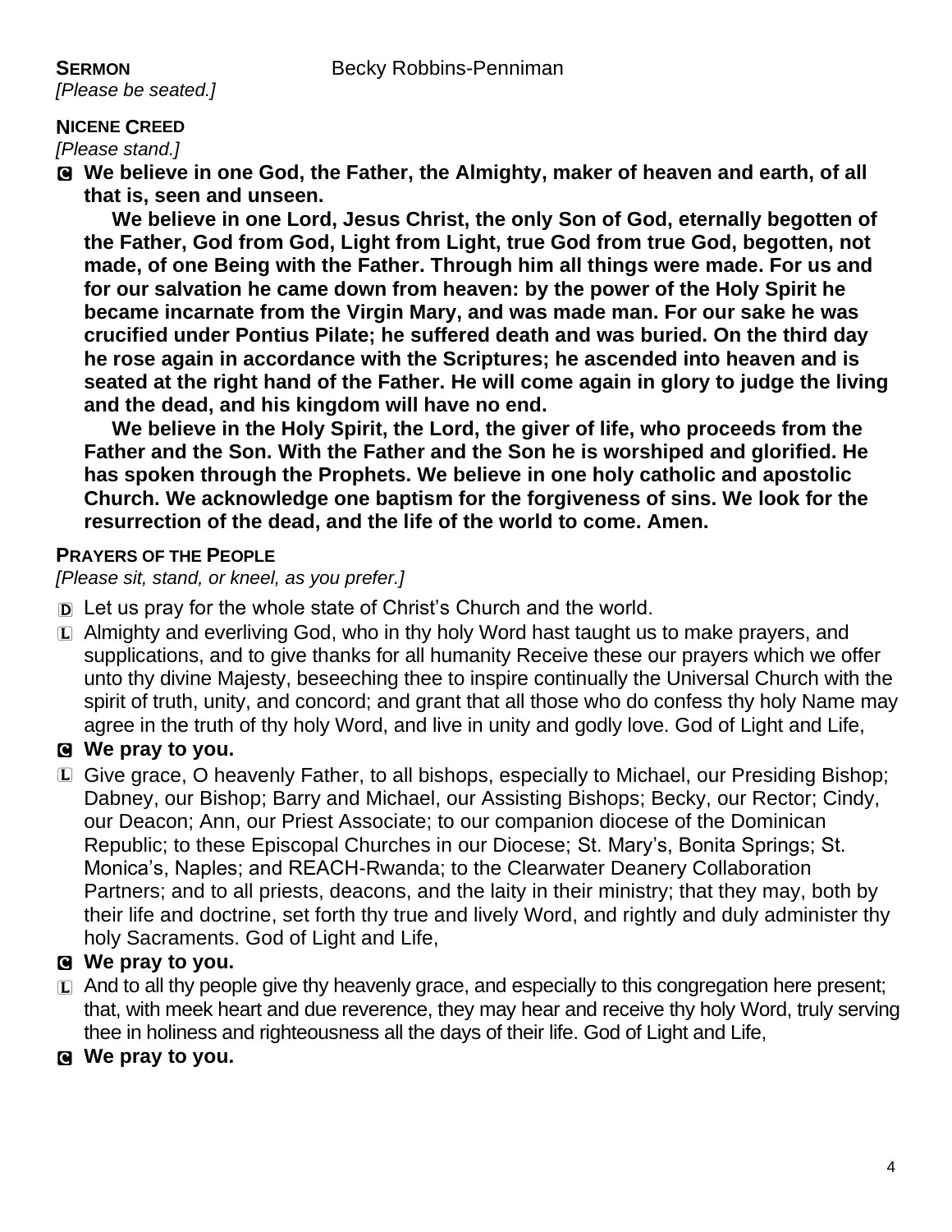**SERMON** Becky Robbins-Penniman

*[Please be seated.]*

**NICENE CREED**

*[Please stand.]*

C **We believe in one God, the Father, the Almighty, maker of heaven and earth, of all that is, seen and unseen.**

**We believe in one Lord, Jesus Christ, the only Son of God, eternally begotten of the Father, God from God, Light from Light, true God from true God, begotten, not made, of one Being with the Father. Through him all things were made. For us and for our salvation he came down from heaven: by the power of the Holy Spirit he became incarnate from the Virgin Mary, and was made man. For our sake he was crucified under Pontius Pilate; he suffered death and was buried. On the third day he rose again in accordance with the Scriptures; he ascended into heaven and is seated at the right hand of the Father. He will come again in glory to judge the living and the dead, and his kingdom will have no end.**

**We believe in the Holy Spirit, the Lord, the giver of life, who proceeds from the Father and the Son. With the Father and the Son he is worshiped and glorified. He has spoken through the Prophets. We believe in one holy catholic and apostolic Church. We acknowledge one baptism for the forgiveness of sins. We look for the resurrection of the dead, and the life of the world to come. Amen.**

**PRAYERS OF THE PEOPLE**

*[Please sit, stand, or kneel, as you prefer.]*

D Let us pray for the whole state of Christ's Church and the world.

L Almighty and everliving God, who in thy holy Word hast taught us to make prayers, and supplications, and to give thanks for all humanity Receive these our prayers which we offer unto thy divine Majesty, beseeching thee to inspire continually the Universal Church with the spirit of truth, unity, and concord; and grant that all those who do confess thy holy Name may agree in the truth of thy holy Word, and live in unity and godly love. God of Light and Life,

C **We pray to you.**

L Give grace, O heavenly Father, to all bishops, especially to Michael, our Presiding Bishop; Dabney, our Bishop; Barry and Michael, our Assisting Bishops; Becky, our Rector; Cindy, our Deacon; Ann, our Priest Associate; to our companion diocese of the Dominican Republic; to these Episcopal Churches in our Diocese; St. Mary's, Bonita Springs; St. Monica's, Naples; and REACH-Rwanda; to the Clearwater Deanery Collaboration Partners; and to all priests, deacons, and the laity in their ministry; that they may, both by their life and doctrine, set forth thy true and lively Word, and rightly and duly administer thy holy Sacraments. God of Light and Life,

C **We pray to you.**

L And to all thy people give thy heavenly grace, and especially to this congregation here present; that, with meek heart and due reverence, they may hear and receive thy holy Word, truly serving thee in holiness and righteousness all the days of their life. God of Light and Life,

C **We pray to you.**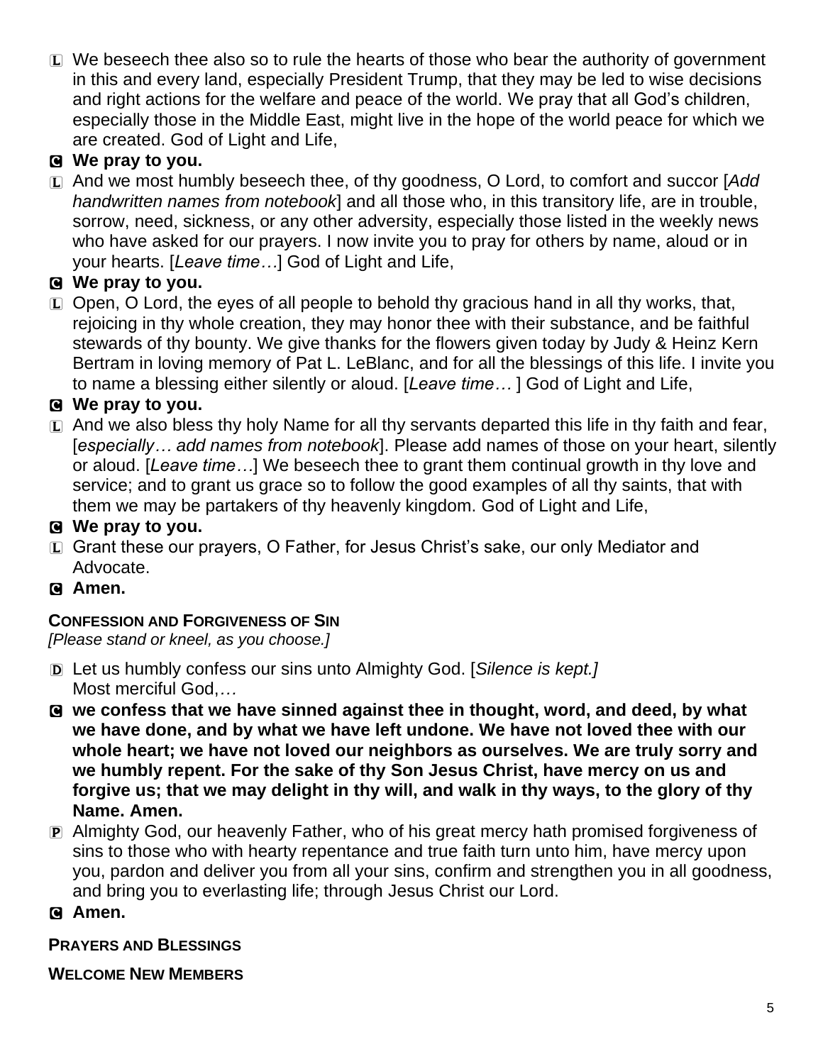L We beseech thee also so to rule the hearts of those who bear the authority of government in this and every land, especially President Trump, that they may be led to wise decisions and right actions for the welfare and peace of the world. We pray that all God's children, especially those in the Middle East, might live in the hope of the world peace for which we are created. God of Light and Life,

**C We pray to you.**

L And we most humbly beseech thee, of thy goodness, O Lord, to comfort and succor [*Add handwritten names from notebook*] and all those who, in this transitory life, are in trouble, sorrow, need, sickness, or any other adversity, especially those listed in the weekly news who have asked for our prayers. I now invite you to pray for others by name, aloud or in your hearts. [*Leave time…*] God of Light and Life,

**C We pray to you.**

L Open, O Lord, the eyes of all people to behold thy gracious hand in all thy works, that, rejoicing in thy whole creation, they may honor thee with their substance, and be faithful stewards of thy bounty. We give thanks for the flowers given today by Judy & Heinz Kern Bertram in loving memory of Pat L. LeBlanc, and for all the blessings of this life. I invite you to name a blessing either silently or aloud. [*Leave time…* ] God of Light and Life,

**C We pray to you.**

L And we also bless thy holy Name for all thy servants departed this life in thy faith and fear, [*especially… add names from notebook*]. Please add names of those on your heart, silently or aloud. [*Leave time…*] We beseech thee to grant them continual growth in thy love and service; and to grant us grace so to follow the good examples of all thy saints, that with them we may be partakers of thy heavenly kingdom. God of Light and Life,

**C We pray to you.**

L Grant these our prayers, O Father, for Jesus Christ's sake, our only Mediator and Advocate.

**C Amen.**

**CONFESSION AND FORGIVENESS OF SIN**

*[Please stand or kneel, as you choose.]*

D Let us humbly confess our sins unto Almighty God. [*Silence is kept.]*
Most merciful God,*…*

**C we confess that we have sinned against thee in thought, word, and deed, by what we have done, and by what we have left undone. We have not loved thee with our whole heart; we have not loved our neighbors as ourselves. We are truly sorry and we humbly repent. For the sake of thy Son Jesus Christ, have mercy on us and forgive us; that we may delight in thy will, and walk in thy ways, to the glory of thy Name. Amen.**

P Almighty God, our heavenly Father, who of his great mercy hath promised forgiveness of sins to those who with hearty repentance and true faith turn unto him, have mercy upon you, pardon and deliver you from all your sins, confirm and strengthen you in all goodness, and bring you to everlasting life; through Jesus Christ our Lord.

**C Amen.**

**PRAYERS AND BLESSINGS**

**WELCOME NEW MEMBERS**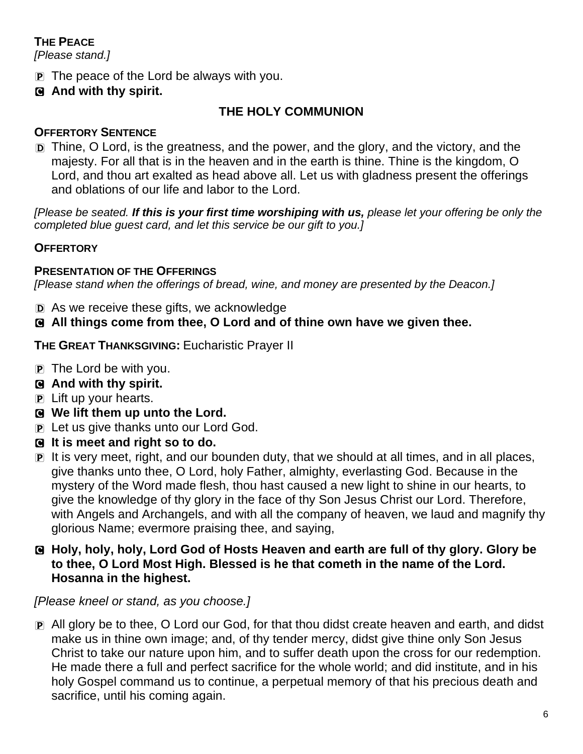**THE PEACE**
*[Please stand.]*

P The peace of the Lord be always with you.

C **And with thy spirit.**

## THE HOLY COMMUNION

**OFFERTORY SENTENCE**

D Thine, O Lord, is the greatness, and the power, and the glory, and the victory, and the majesty. For all that is in the heaven and in the earth is thine. Thine is the kingdom, O Lord, and thou art exalted as head above all. Let us with gladness present the offerings and oblations of our life and labor to the Lord.

*[Please be seated.* ***If this is your first time worshiping with us,*** *please let your offering be only the completed blue guest card, and let this service be our gift to you.]*

**OFFERTORY**

**PRESENTATION OF THE OFFERINGS**
*[Please stand when the offerings of bread, wine, and money are presented by the Deacon.]*

D As we receive these gifts, we acknowledge

C **All things come from thee, O Lord and of thine own have we given thee.**

**THE GREAT THANKSGIVING:** Eucharistic Prayer II

P The Lord be with you.

C **And with thy spirit.**

P Lift up your hearts.

C **We lift them up unto the Lord.**

P Let us give thanks unto our Lord God.

C **It is meet and right so to do.**

P It is very meet, right, and our bounden duty, that we should at all times, and in all places, give thanks unto thee, O Lord, holy Father, almighty, everlasting God. Because in the mystery of the Word made flesh, thou hast caused a new light to shine in our hearts, to give the knowledge of thy glory in the face of thy Son Jesus Christ our Lord. Therefore, with Angels and Archangels, and with all the company of heaven, we laud and magnify thy glorious Name; evermore praising thee, and saying,

C **Holy, holy, holy, Lord God of Hosts Heaven and earth are full of thy glory. Glory be to thee, O Lord Most High. Blessed is he that cometh in the name of the Lord. Hosanna in the highest.**

*[Please kneel or stand, as you choose.]*

P All glory be to thee, O Lord our God, for that thou didst create heaven and earth, and didst make us in thine own image; and, of thy tender mercy, didst give thine only Son Jesus Christ to take our nature upon him, and to suffer death upon the cross for our redemption. He made there a full and perfect sacrifice for the whole world; and did institute, and in his holy Gospel command us to continue, a perpetual memory of that his precious death and sacrifice, until his coming again.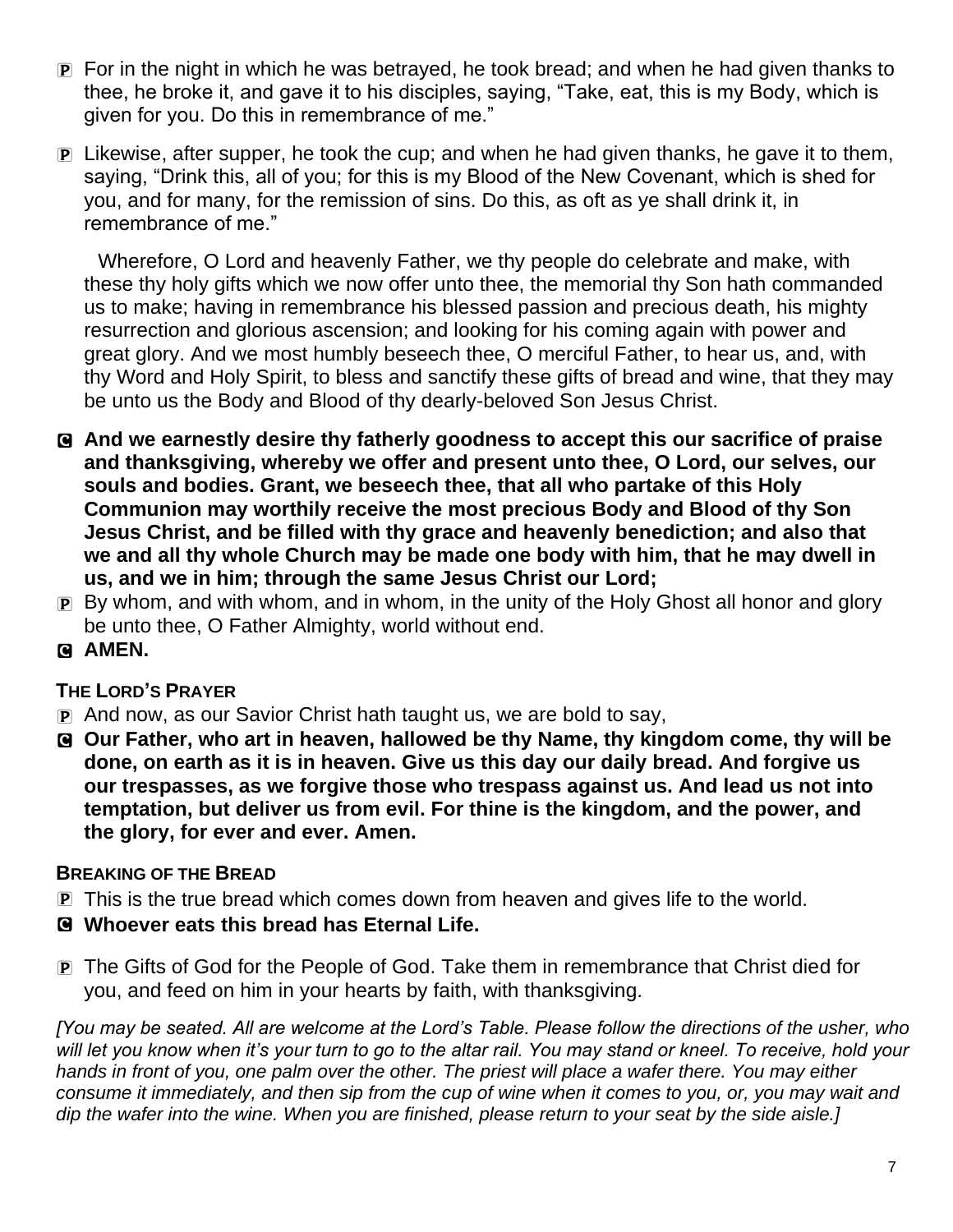**P** For in the night in which he was betrayed, he took bread; and when he had given thanks to thee, he broke it, and gave it to his disciples, saying, "Take, eat, this is my Body, which is given for you. Do this in remembrance of me."

**P** Likewise, after supper, he took the cup; and when he had given thanks, he gave it to them, saying, "Drink this, all of you; for this is my Blood of the New Covenant, which is shed for you, and for many, for the remission of sins. Do this, as oft as ye shall drink it, in remembrance of me."

Wherefore, O Lord and heavenly Father, we thy people do celebrate and make, with these thy holy gifts which we now offer unto thee, the memorial thy Son hath commanded us to make; having in remembrance his blessed passion and precious death, his mighty resurrection and glorious ascension; and looking for his coming again with power and great glory. And we most humbly beseech thee, O merciful Father, to hear us, and, with thy Word and Holy Spirit, to bless and sanctify these gifts of bread and wine, that they may be unto us the Body and Blood of thy dearly-beloved Son Jesus Christ.

**C** **And we earnestly desire thy fatherly goodness to accept this our sacrifice of praise and thanksgiving, whereby we offer and present unto thee, O Lord, our selves, our souls and bodies. Grant, we beseech thee, that all who partake of this Holy Communion may worthily receive the most precious Body and Blood of thy Son Jesus Christ, and be filled with thy grace and heavenly benediction; and also that we and all thy whole Church may be made one body with him, that he may dwell in us, and we in him; through the same Jesus Christ our Lord;**

**P** By whom, and with whom, and in whom, in the unity of the Holy Ghost all honor and glory be unto thee, O Father Almighty, world without end.

**C** **AMEN.**

### THE LORD'S PRAYER

**P** And now, as our Savior Christ hath taught us, we are bold to say,

**C** **Our Father, who art in heaven, hallowed be thy Name, thy kingdom come, thy will be done, on earth as it is in heaven. Give us this day our daily bread. And forgive us our trespasses, as we forgive those who trespass against us. And lead us not into temptation, but deliver us from evil. For thine is the kingdom, and the power, and the glory, for ever and ever. Amen.**

### BREAKING OF THE BREAD

**P** This is the true bread which comes down from heaven and gives life to the world.

**C** **Whoever eats this bread has Eternal Life.**

**P** The Gifts of God for the People of God. Take them in remembrance that Christ died for you, and feed on him in your hearts by faith, with thanksgiving.

*[You may be seated. All are welcome at the Lord's Table. Please follow the directions of the usher, who will let you know when it's your turn to go to the altar rail. You may stand or kneel. To receive, hold your hands in front of you, one palm over the other. The priest will place a wafer there. You may either consume it immediately, and then sip from the cup of wine when it comes to you, or, you may wait and dip the wafer into the wine. When you are finished, please return to your seat by the side aisle.]*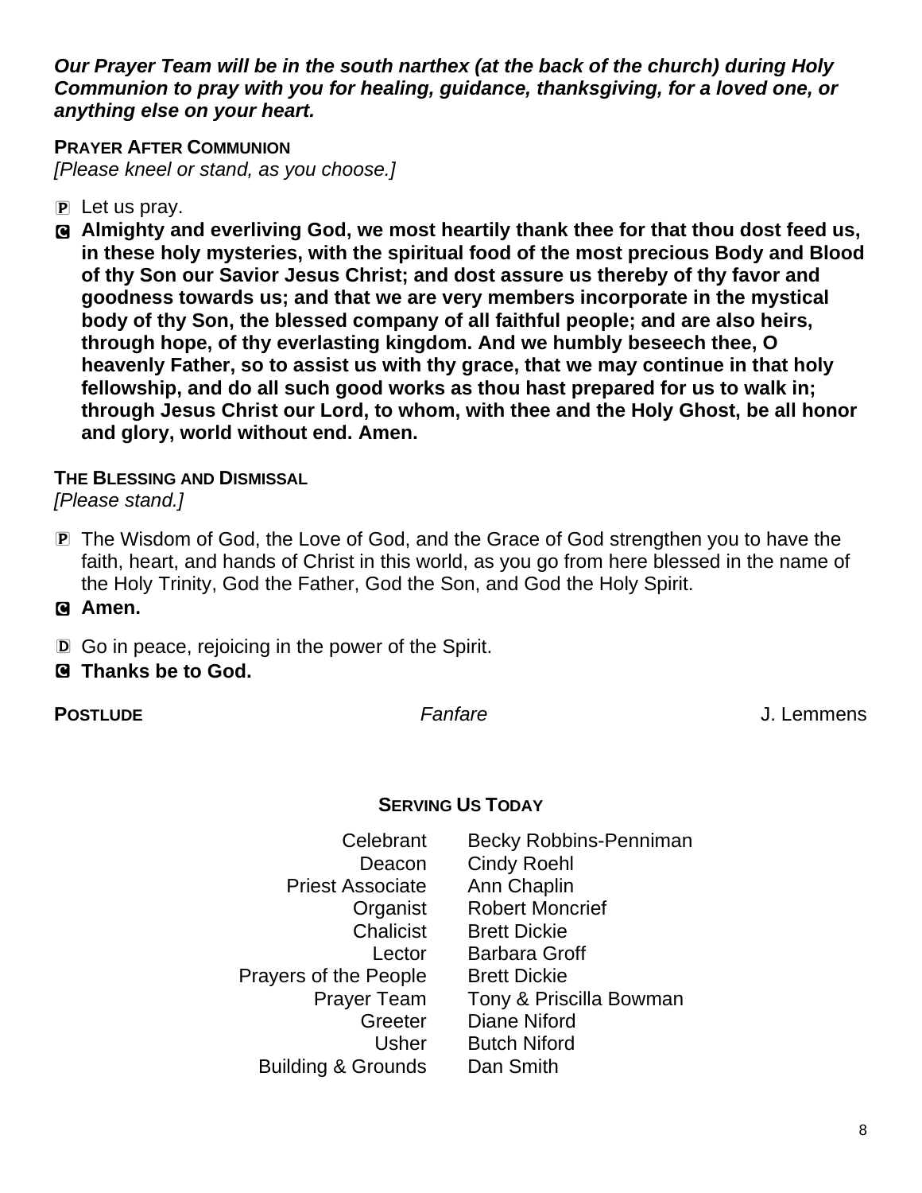***Our Prayer Team will be in the south narthex (at the back of the church) during Holy Communion to pray with you for healing, guidance, thanksgiving, for a loved one, or anything else on your heart.***

**PRAYER AFTER COMMUNION**

*[Please kneel or stand, as you choose.]*

P Let us pray.

C **Almighty and everliving God, we most heartily thank thee for that thou dost feed us, in these holy mysteries, with the spiritual food of the most precious Body and Blood of thy Son our Savior Jesus Christ; and dost assure us thereby of thy favor and goodness towards us; and that we are very members incorporate in the mystical body of thy Son, the blessed company of all faithful people; and are also heirs, through hope, of thy everlasting kingdom. And we humbly beseech thee, O heavenly Father, so to assist us with thy grace, that we may continue in that holy fellowship, and do all such good works as thou hast prepared for us to walk in; through Jesus Christ our Lord, to whom, with thee and the Holy Ghost, be all honor and glory, world without end. Amen.**

**THE BLESSING AND DISMISSAL**

*[Please stand.]*

P The Wisdom of God, the Love of God, and the Grace of God strengthen you to have the faith, heart, and hands of Christ in this world, as you go from here blessed in the name of the Holy Trinity, God the Father, God the Son, and God the Holy Spirit.

C **Amen.**

D Go in peace, rejoicing in the power of the Spirit.

C **Thanks be to God.**

**POSTLUDE** *Fanfare* J. Lemmens

**SERVING US TODAY**

| | |
|---|---|
| Celebrant | Becky Robbins-Penniman |
| Deacon | Cindy Roehl |
| Priest Associate | Ann Chaplin |
| Organist | Robert Moncrief |
| Chalicist | Brett Dickie |
| Lector | Barbara Groff |
| Prayers of the People | Brett Dickie |
| Prayer Team | Tony & Priscilla Bowman |
| Greeter | Diane Niford |
| Usher | Butch Niford |
| Building & Grounds | Dan Smith |